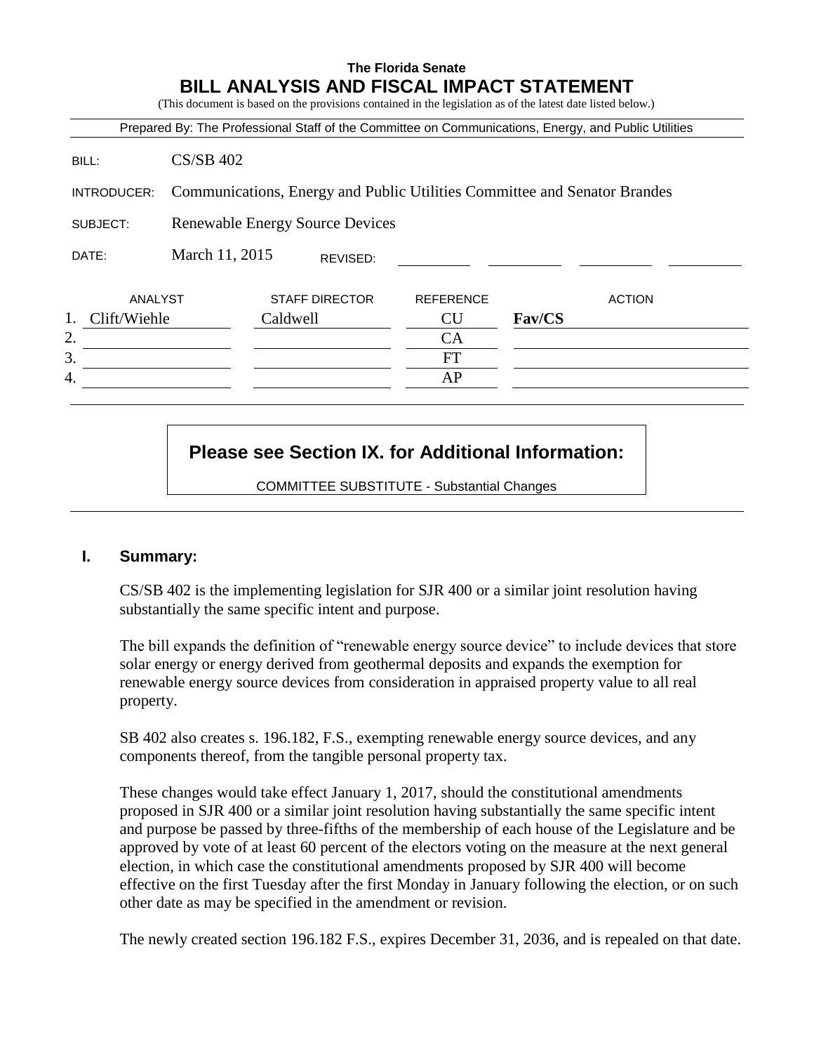# The Florida Senate
## BILL ANALYSIS AND FISCAL IMPACT STATEMENT

(This document is based on the provisions contained in the legislation as of the latest date listed below.)

Prepared By: The Professional Staff of the Committee on Communications, Energy, and Public Utilities

BILL: CS/SB 402

INTRODUCER: Communications, Energy and Public Utilities Committee and Senator Brandes

SUBJECT: Renewable Energy Source Devices

DATE: March 11, 2015 REVISED:

| | ANALYST | STAFF DIRECTOR | REFERENCE | ACTION |
|---|---|---|---|---|
| 1. | Clift/Wiehle | Caldwell | CU | **Fav/CS** |
| 2. | | | CA | |
| 3. | | | FT | |
| 4. | | | AP | |

**Please see Section IX. for Additional Information:**

COMMITTEE SUBSTITUTE - Substantial Changes

## I. Summary:

CS/SB 402 is the implementing legislation for SJR 400 or a similar joint resolution having substantially the same specific intent and purpose.

The bill expands the definition of "renewable energy source device" to include devices that store solar energy or energy derived from geothermal deposits and expands the exemption for renewable energy source devices from consideration in appraised property value to all real property.

SB 402 also creates s. 196.182, F.S., exempting renewable energy source devices, and any components thereof, from the tangible personal property tax.

These changes would take effect January 1, 2017, should the constitutional amendments proposed in SJR 400 or a similar joint resolution having substantially the same specific intent and purpose be passed by three-fifths of the membership of each house of the Legislature and be approved by vote of at least 60 percent of the electors voting on the measure at the next general election, in which case the constitutional amendments proposed by SJR 400 will become effective on the first Tuesday after the first Monday in January following the election, or on such other date as may be specified in the amendment or revision.

The newly created section 196.182 F.S., expires December 31, 2036, and is repealed on that date.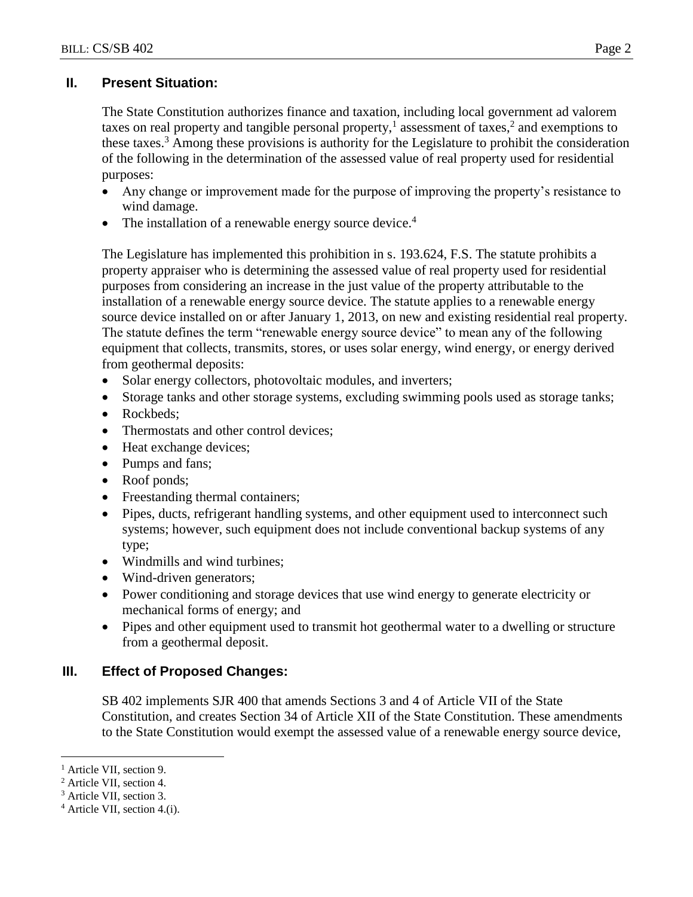## II. Present Situation:

The State Constitution authorizes finance and taxation, including local government ad valorem taxes on real property and tangible personal property,[1] assessment of taxes,[2] and exemptions to these taxes.[3] Among these provisions is authority for the Legislature to prohibit the consideration of the following in the determination of the assessed value of real property used for residential purposes:

- Any change or improvement made for the purpose of improving the property's resistance to wind damage.
- The installation of a renewable energy source device.[4]

The Legislature has implemented this prohibition in s. 193.624, F.S. The statute prohibits a property appraiser who is determining the assessed value of real property used for residential purposes from considering an increase in the just value of the property attributable to the installation of a renewable energy source device. The statute applies to a renewable energy source device installed on or after January 1, 2013, on new and existing residential real property. The statute defines the term "renewable energy source device" to mean any of the following equipment that collects, transmits, stores, or uses solar energy, wind energy, or energy derived from geothermal deposits:

- Solar energy collectors, photovoltaic modules, and inverters;
- Storage tanks and other storage systems, excluding swimming pools used as storage tanks;
- Rockbeds;
- Thermostats and other control devices;
- Heat exchange devices;
- Pumps and fans;
- Roof ponds;
- Freestanding thermal containers;
- Pipes, ducts, refrigerant handling systems, and other equipment used to interconnect such systems; however, such equipment does not include conventional backup systems of any type;
- Windmills and wind turbines;
- Wind-driven generators;
- Power conditioning and storage devices that use wind energy to generate electricity or mechanical forms of energy; and
- Pipes and other equipment used to transmit hot geothermal water to a dwelling or structure from a geothermal deposit.

## III. Effect of Proposed Changes:

SB 402 implements SJR 400 that amends Sections 3 and 4 of Article VII of the State Constitution, and creates Section 34 of Article XII of the State Constitution. These amendments to the State Constitution would exempt the assessed value of a renewable energy source device,

---

[1] Article VII, section 9.

[2] Article VII, section 4.

[3] Article VII, section 3.

[4] Article VII, section 4.(i).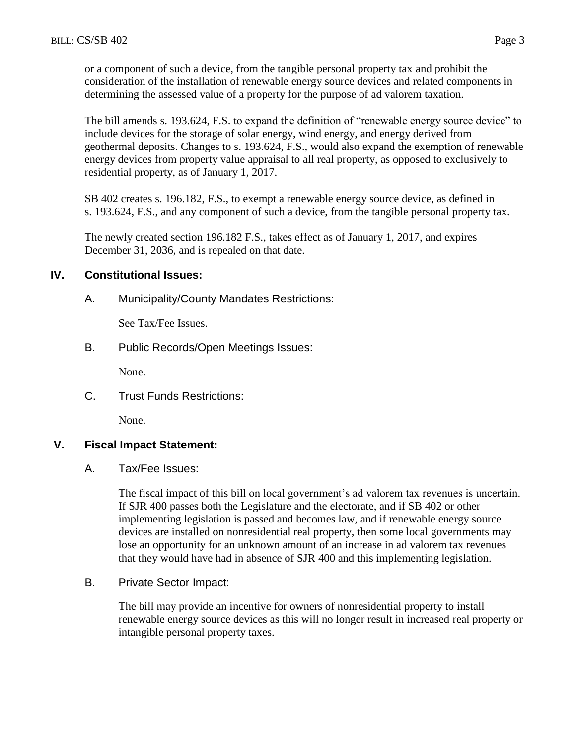or a component of such a device, from the tangible personal property tax and prohibit the consideration of the installation of renewable energy source devices and related components in determining the assessed value of a property for the purpose of ad valorem taxation.

The bill amends s. 193.624, F.S. to expand the definition of "renewable energy source device" to include devices for the storage of solar energy, wind energy, and energy derived from geothermal deposits. Changes to s. 193.624, F.S., would also expand the exemption of renewable energy devices from property value appraisal to all real property, as opposed to exclusively to residential property, as of January 1, 2017.

SB 402 creates s. 196.182, F.S., to exempt a renewable energy source device, as defined in s. 193.624, F.S., and any component of such a device, from the tangible personal property tax.

The newly created section 196.182 F.S., takes effect as of January 1, 2017, and expires December 31, 2036, and is repealed on that date.

## IV. Constitutional Issues:

### A. Municipality/County Mandates Restrictions:

See Tax/Fee Issues.

### B. Public Records/Open Meetings Issues:

None.

### C. Trust Funds Restrictions:

None.

## V. Fiscal Impact Statement:

### A. Tax/Fee Issues:

The fiscal impact of this bill on local government's ad valorem tax revenues is uncertain. If SJR 400 passes both the Legislature and the electorate, and if SB 402 or other implementing legislation is passed and becomes law, and if renewable energy source devices are installed on nonresidential real property, then some local governments may lose an opportunity for an unknown amount of an increase in ad valorem tax revenues that they would have had in absence of SJR 400 and this implementing legislation.

### B. Private Sector Impact:

The bill may provide an incentive for owners of nonresidential property to install renewable energy source devices as this will no longer result in increased real property or intangible personal property taxes.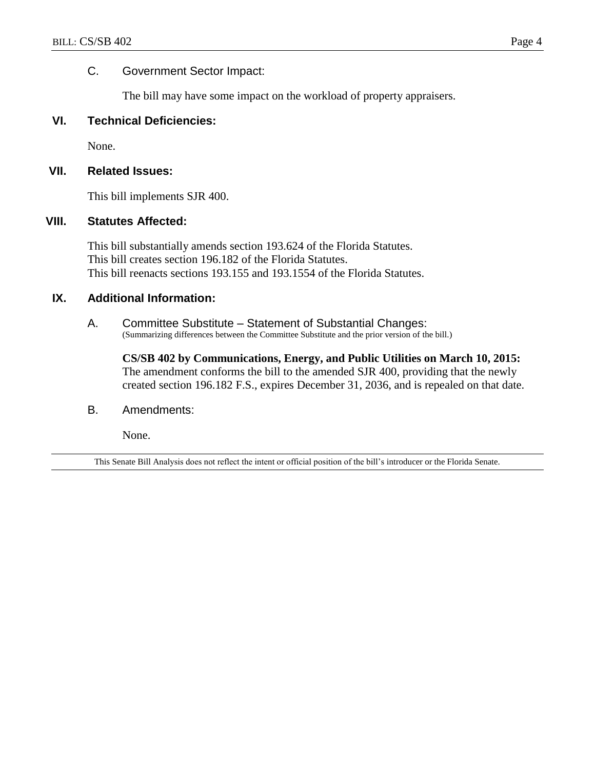### C. Government Sector Impact:

The bill may have some impact on the workload of property appraisers.

## VI. Technical Deficiencies:

None.

## VII. Related Issues:

This bill implements SJR 400.

## VIII. Statutes Affected:

This bill substantially amends section 193.624 of the Florida Statutes.
This bill creates section 196.182 of the Florida Statutes.
This bill reenacts sections 193.155 and 193.1554 of the Florida Statutes.

## IX. Additional Information:

### A. Committee Substitute – Statement of Substantial Changes:
(Summarizing differences between the Committee Substitute and the prior version of the bill.)

**CS/SB 402 by Communications, Energy, and Public Utilities on March 10, 2015:**
The amendment conforms the bill to the amended SJR 400, providing that the newly created section 196.182 F.S., expires December 31, 2036, and is repealed on that date.

### B. Amendments:

None.

This Senate Bill Analysis does not reflect the intent or official position of the bill's introducer or the Florida Senate.